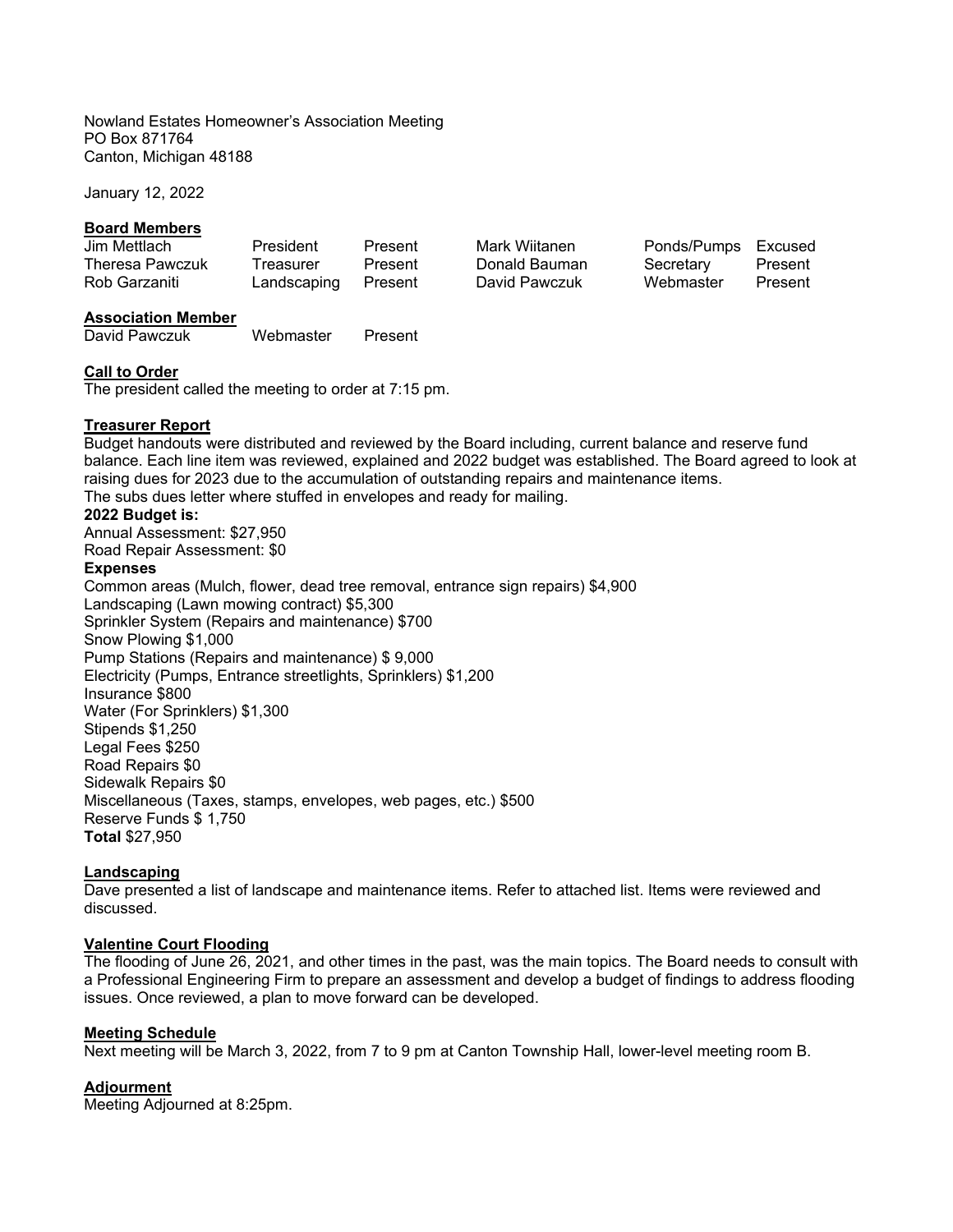Nowland Estates Homeowner's Association Meeting
PO Box 871764
Canton, Michigan 48188

January 12, 2022

**Board Members**

| | | | | | |
|---|---|---|---|---|---|
| Jim Mettlach | President | Present | Mark Wiitanen | Ponds/Pumps | Excused |
| Theresa Pawczuk | Treasurer | Present | Donald Bauman | Secretary | Present |
| Rob Garzaniti | Landscaping | Present | David Pawczuk | Webmaster | Present |

**Association Member**

| | | |
|---|---|---|
| David Pawczuk | Webmaster | Present |

**Call to Order**

The president called the meeting to order at 7:15 pm.

**Treasurer Report**

Budget handouts were distributed and reviewed by the Board including, current balance and reserve fund balance. Each line item was reviewed, explained and 2022 budget was established. The Board agreed to look at raising dues for 2023 due to the accumulation of outstanding repairs and maintenance items.
The subs dues letter where stuffed in envelopes and ready for mailing.

**2022 Budget is:**

Annual Assessment: $27,950
Road Repair Assessment: $0

**Expenses**

Common areas (Mulch, flower, dead tree removal, entrance sign repairs) $4,900
Landscaping (Lawn mowing contract) $5,300
Sprinkler System (Repairs and maintenance) $700
Snow Plowing $1,000
Pump Stations (Repairs and maintenance) $ 9,000
Electricity (Pumps, Entrance streetlights, Sprinklers) $1,200
Insurance $800
Water (For Sprinklers) $1,300
Stipends $1,250
Legal Fees $250
Road Repairs $0
Sidewalk Repairs $0
Miscellaneous (Taxes, stamps, envelopes, web pages, etc.) $500
Reserve Funds $ 1,750
**Total** $27,950

**Landscaping**

Dave presented a list of landscape and maintenance items. Refer to attached list. Items were reviewed and discussed.

**Valentine Court Flooding**

The flooding of June 26, 2021, and other times in the past, was the main topics. The Board needs to consult with a Professional Engineering Firm to prepare an assessment and develop a budget of findings to address flooding issues. Once reviewed, a plan to move forward can be developed.

**Meeting Schedule**

Next meeting will be March 3, 2022, from 7 to 9 pm at Canton Township Hall, lower-level meeting room B.

**Adjourment**

Meeting Adjourned at 8:25pm.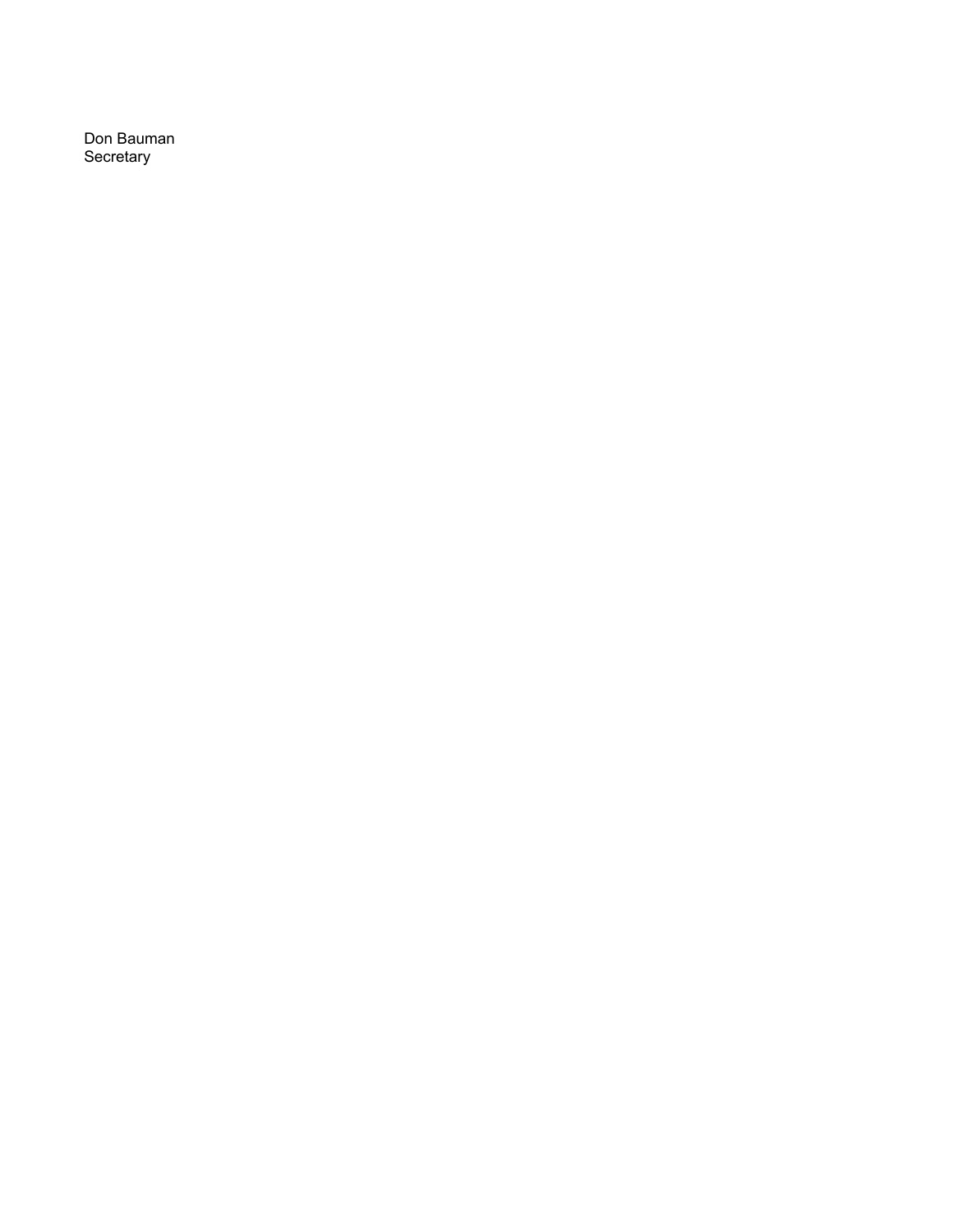Don Bauman
Secretary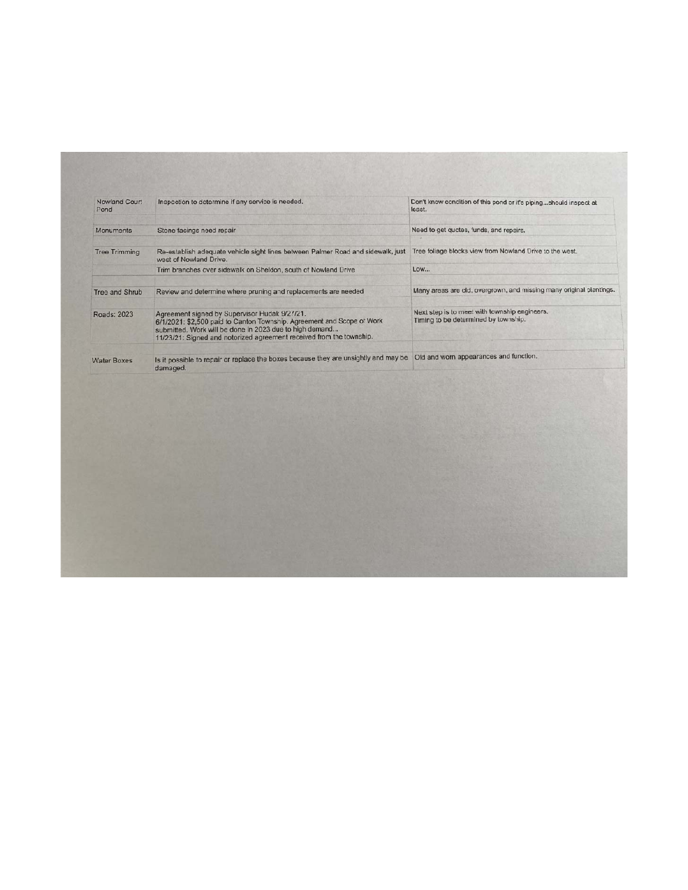| | | |
|---|---|---|
| Nowland Court Pond | Inspection to determine if any service is needed. | Don't know condition of this pond or it's piping...should inspect at least. |
| Monuments | Stone facings need repair | Need to get quotes, funds, and repairs. |
| Tree Trimming | Re-establish adequate vehicle sight lines between Palmer Road and sidewalk, just west of Nowland Drive. | Tree foliage blocks view from Nowland Drive to the west. |
| | Trim branches over sidewalk on Sheldon, south of Nowland Drive | Low... |
| Tree and Shrub | Review and determine where pruning and replacements are needed | Many areas are old, overgrown, and missing many original plantings. |
| Roads: 2023 | Agreement signed by Supervisor Hudak 9/27/21.<br>6/1/2021: $2,500 paid to Canton Township. Agreement and Scope of Work submitted. Work will be done in 2023 due to high demand...<br>11/23/21: Signed and notorized agreement received from the township. | Next step is to meet with township engineers.<br>Timing to be determined by township. |
| Water Boxes | Is it possible to repair or replace the boxes because they are unsightly and may be damaged. | Old and worn appearances and function. |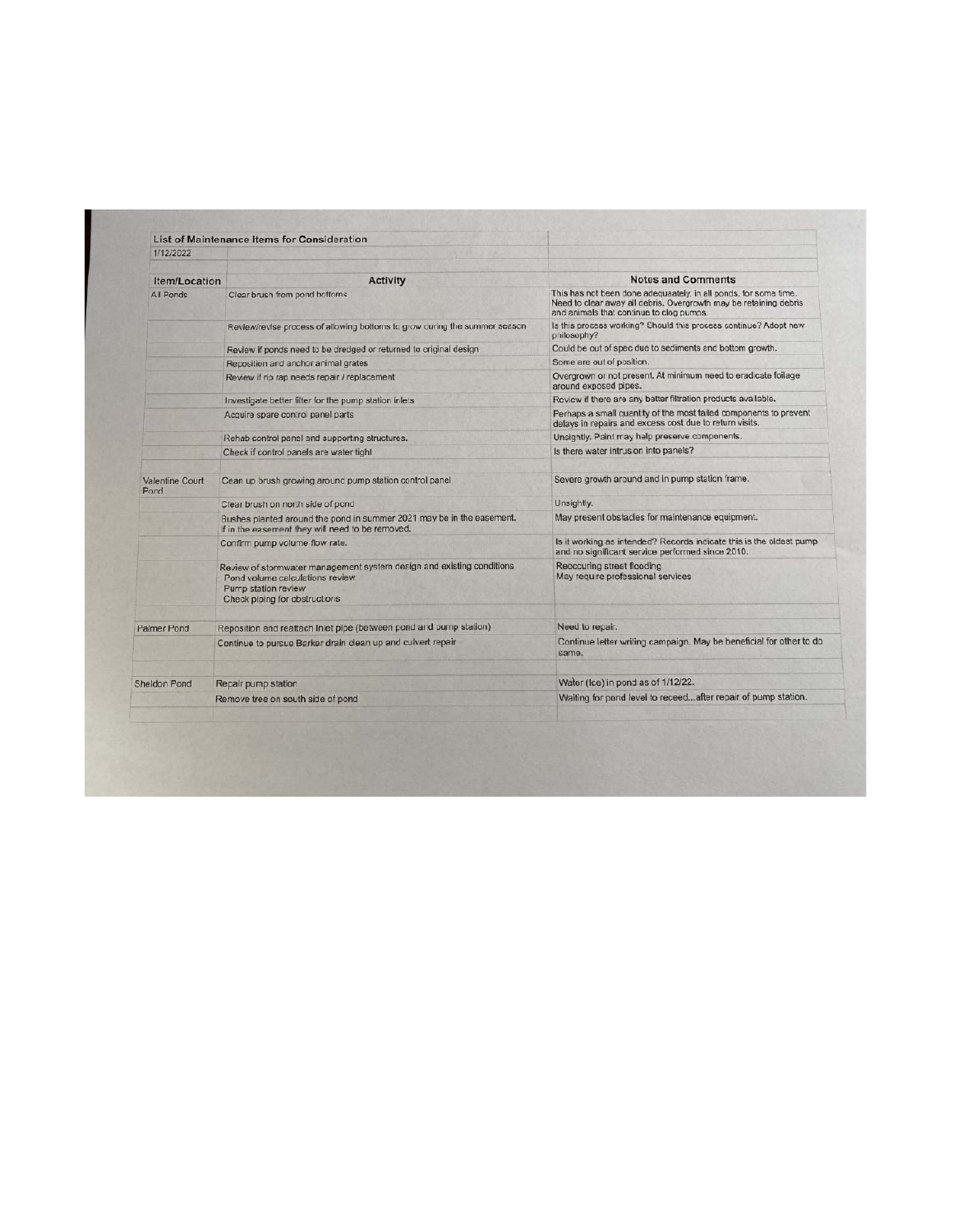**List of Maintenance Items for Consideration**

1/12/2022

| Item/Location | Activity | Notes and Comments |
| --- | --- | --- |
| All Ponds | Clear brush from pond bottoms | This has not been done adequately, in all ponds, for some time. Need to clear away all debris. Overgrowth may be retaining debris and animals that continue to clog pumps. |
| | Review/revise process of allowing bottoms to grow during the summer season | Is this process working? Should this process continue? Adopt new philosophy? |
| | Review if ponds need to be dredged or returned to original design | Could be out of spec due to sediments and bottom growth. |
| | Reposition and anchor animal grates | Some are out of position. |
| | Review if rip rap needs repair / replacement | Overgrown or not present. At minimum need to eradicate foilage around exposed pipes. |
| | Investigate better filter for the pump station inlets | Review if there are any better filtration products available. |
| | Acquire spare control panel parts | Perhaps a small quantity of the most failed components to prevent delays in repairs and excess cost due to return visits. |
| | Rehab control panel and supporting structures. | Unsightly. Paint may help preserve components. |
| | Check if control panels are water tight | Is there water intrusion into panels? |
| Valentine Court Pond | Clean up brush growing around pump station control panel | Severe growth around and in pump station frame. |
| | Clear brush on north side of pond | Unsightly. |
| | Bushes planted around the pond in summer 2021 may be in the easement. If in the easement they will need to be removed. | May present obstacles for maintenance equipment. |
| | Confirm pump volume flow rate. | Is it working as intended? Records indicate this is the oldest pump and no significant service performed since 2010. |
| | Review of stormwater management system design and existing conditions<br>Pond volume calculations review<br>Pump station review<br>Check piping for obstructions | Reoccuring street flooding<br>May require professional services |
| Palmer Pond | Reposition and reattach inlet pipe (between pond and pump station) | Need to repair. |
| | Continue to pursue Barker drain clean up and culvert repair | Continue letter writing campaign. May be beneficial for other to do same. |
| Sheldon Pond | Repair pump station | Water (Ice) in pond as of 1/12/22. |
| | Remove tree on south side of pond | Waiting for pond level to receed...after repair of pump station. |